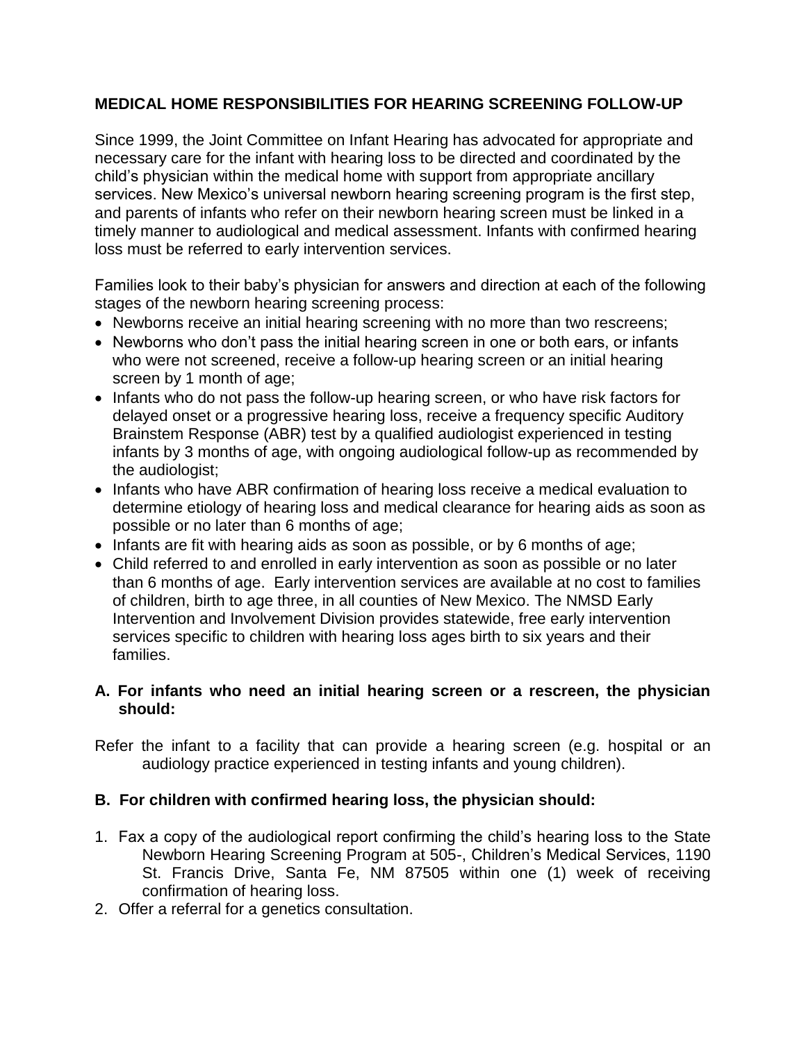## MEDICAL HOME RESPONSIBILITIES FOR HEARING SCREENING FOLLOW-UP

Since 1999, the Joint Committee on Infant Hearing has advocated for appropriate and necessary care for the infant with hearing loss to be directed and coordinated by the child's physician within the medical home with support from appropriate ancillary services. New Mexico's universal newborn hearing screening program is the first step, and parents of infants who refer on their newborn hearing screen must be linked in a timely manner to audiological and medical assessment. Infants with confirmed hearing loss must be referred to early intervention services.

Families look to their baby's physician for answers and direction at each of the following stages of the newborn hearing screening process:

- Newborns receive an initial hearing screening with no more than two rescreens;
- Newborns who don't pass the initial hearing screen in one or both ears, or infants who were not screened, receive a follow-up hearing screen or an initial hearing screen by 1 month of age;
- Infants who do not pass the follow-up hearing screen, or who have risk factors for delayed onset or a progressive hearing loss, receive a frequency specific Auditory Brainstem Response (ABR) test by a qualified audiologist experienced in testing infants by 3 months of age, with ongoing audiological follow-up as recommended by the audiologist;
- Infants who have ABR confirmation of hearing loss receive a medical evaluation to determine etiology of hearing loss and medical clearance for hearing aids as soon as possible or no later than 6 months of age;
- Infants are fit with hearing aids as soon as possible, or by 6 months of age;
- Child referred to and enrolled in early intervention as soon as possible or no later than 6 months of age. Early intervention services are available at no cost to families of children, birth to age three, in all counties of New Mexico. The NMSD Early Intervention and Involvement Division provides statewide, free early intervention services specific to children with hearing loss ages birth to six years and their families.

### A. For infants who need an initial hearing screen or a rescreen, the physician should:

Refer the infant to a facility that can provide a hearing screen (e.g. hospital or an audiology practice experienced in testing infants and young children).

### B. For children with confirmed hearing loss, the physician should:

1. Fax a copy of the audiological report confirming the child's hearing loss to the State Newborn Hearing Screening Program at 505-, Children's Medical Services, 1190 St. Francis Drive, Santa Fe, NM 87505 within one (1) week of receiving confirmation of hearing loss.
2. Offer a referral for a genetics consultation.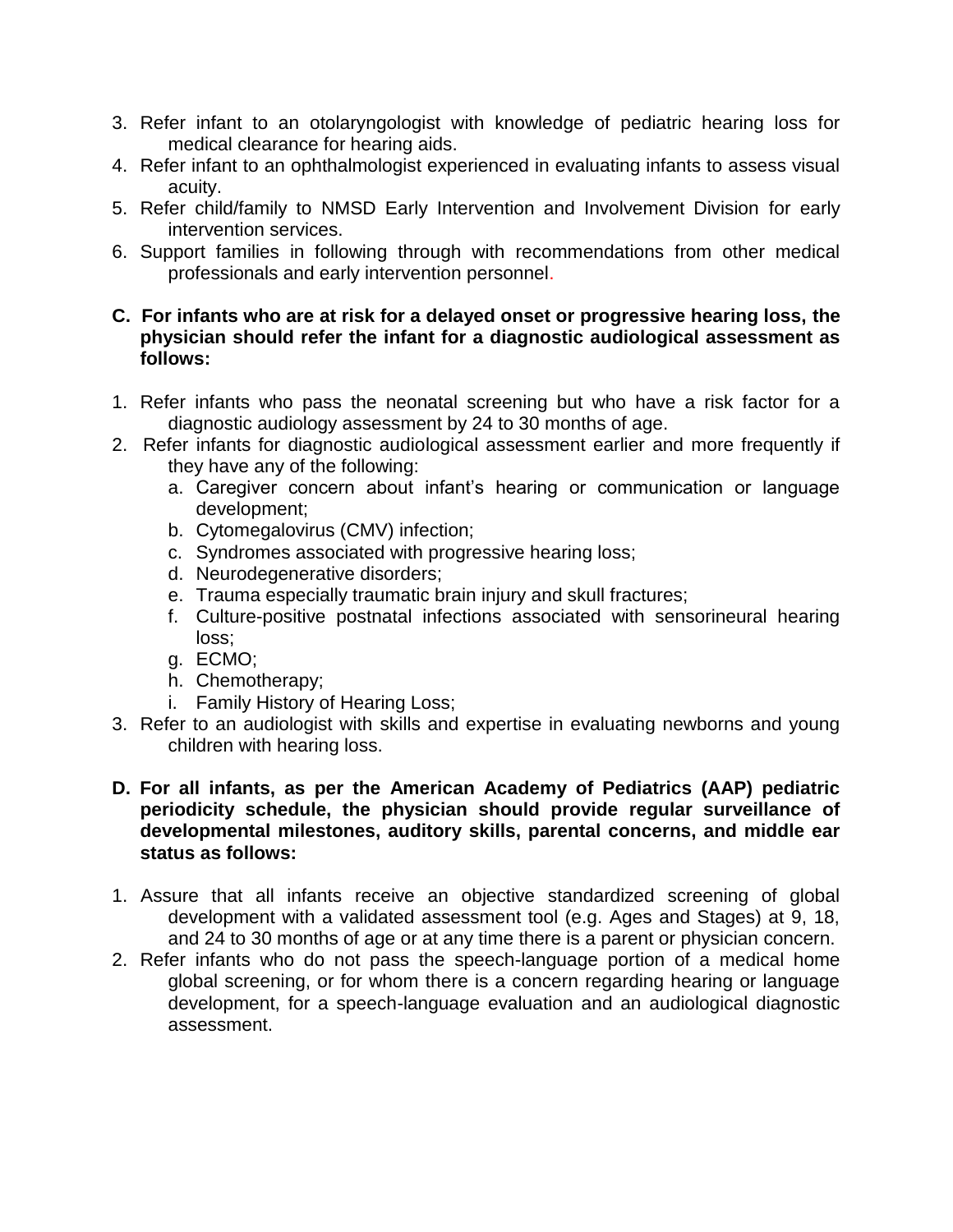3. Refer infant to an otolaryngologist with knowledge of pediatric hearing loss for medical clearance for hearing aids.
4. Refer infant to an ophthalmologist experienced in evaluating infants to assess visual acuity.
5. Refer child/family to NMSD Early Intervention and Involvement Division for early intervention services.
6. Support families in following through with recommendations from other medical professionals and early intervention personnel.

**C. For infants who are at risk for a delayed onset or progressive hearing loss, the physician should refer the infant for a diagnostic audiological assessment as follows:**

1. Refer infants who pass the neonatal screening but who have a risk factor for a diagnostic audiology assessment by 24 to 30 months of age.
2. Refer infants for diagnostic audiological assessment earlier and more frequently if they have any of the following:
   a. Caregiver concern about infant's hearing or communication or language development;
   b. Cytomegalovirus (CMV) infection;
   c. Syndromes associated with progressive hearing loss;
   d. Neurodegenerative disorders;
   e. Trauma especially traumatic brain injury and skull fractures;
   f. Culture-positive postnatal infections associated with sensorineural hearing loss;
   g. ECMO;
   h. Chemotherapy;
   i. Family History of Hearing Loss;
3. Refer to an audiologist with skills and expertise in evaluating newborns and young children with hearing loss.

**D. For all infants, as per the American Academy of Pediatrics (AAP) pediatric periodicity schedule, the physician should provide regular surveillance of developmental milestones, auditory skills, parental concerns, and middle ear status as follows:**

1. Assure that all infants receive an objective standardized screening of global development with a validated assessment tool (e.g. Ages and Stages) at 9, 18, and 24 to 30 months of age or at any time there is a parent or physician concern.
2. Refer infants who do not pass the speech-language portion of a medical home global screening, or for whom there is a concern regarding hearing or language development, for a speech-language evaluation and an audiological diagnostic assessment.